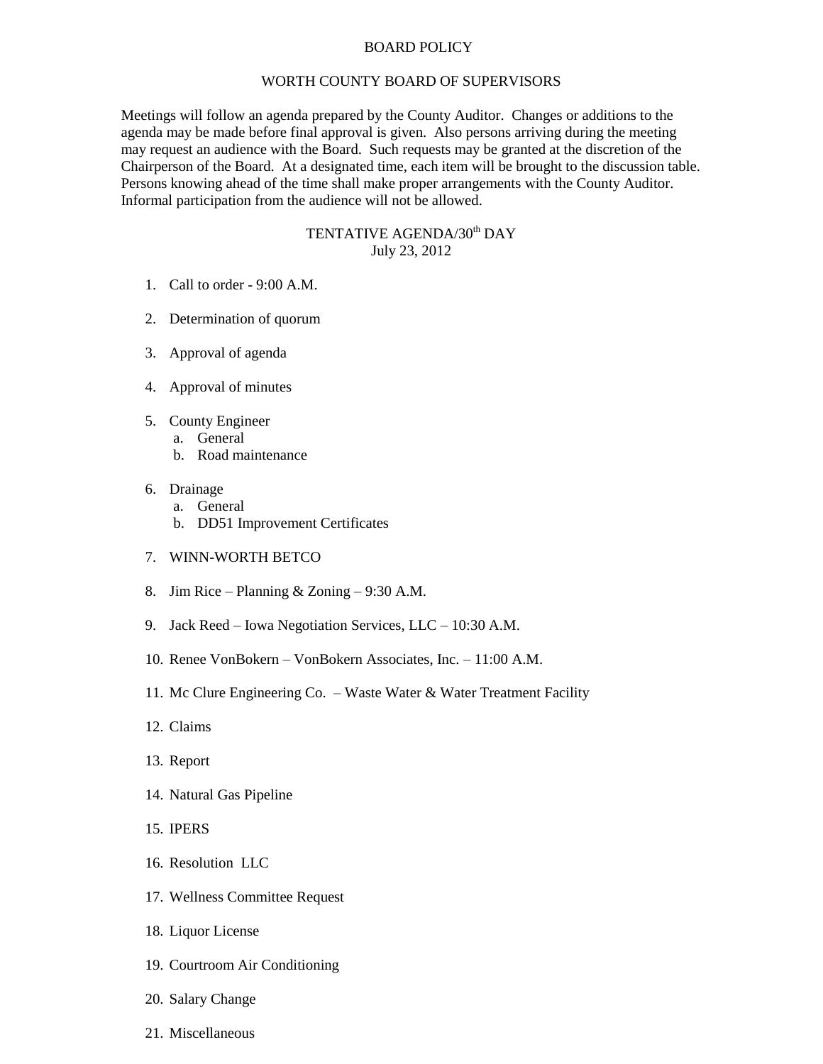# BOARD POLICY

## WORTH COUNTY BOARD OF SUPERVISORS

Meetings will follow an agenda prepared by the County Auditor. Changes or additions to the agenda may be made before final approval is given. Also persons arriving during the meeting may request an audience with the Board. Such requests may be granted at the discretion of the Chairperson of the Board. At a designated time, each item will be brought to the discussion table. Persons knowing ahead of the time shall make proper arrangements with the County Auditor. Informal participation from the audience will not be allowed.

## TENTATIVE AGENDA/30th DAY
July 23, 2012

1. Call to order - 9:00 A.M.
2. Determination of quorum
3. Approval of agenda
4. Approval of minutes
5. County Engineer
   a. General
   b. Road maintenance
6. Drainage
   a. General
   b. DD51 Improvement Certificates
7. WINN-WORTH BETCO
8. Jim Rice – Planning & Zoning – 9:30 A.M.
9. Jack Reed – Iowa Negotiation Services, LLC – 10:30 A.M.
10. Renee VonBokern – VonBokern Associates, Inc. – 11:00 A.M.
11. Mc Clure Engineering Co. – Waste Water & Water Treatment Facility
12. Claims
13. Report
14. Natural Gas Pipeline
15. IPERS
16. Resolution LLC
17. Wellness Committee Request
18. Liquor License
19. Courtroom Air Conditioning
20. Salary Change
21. Miscellaneous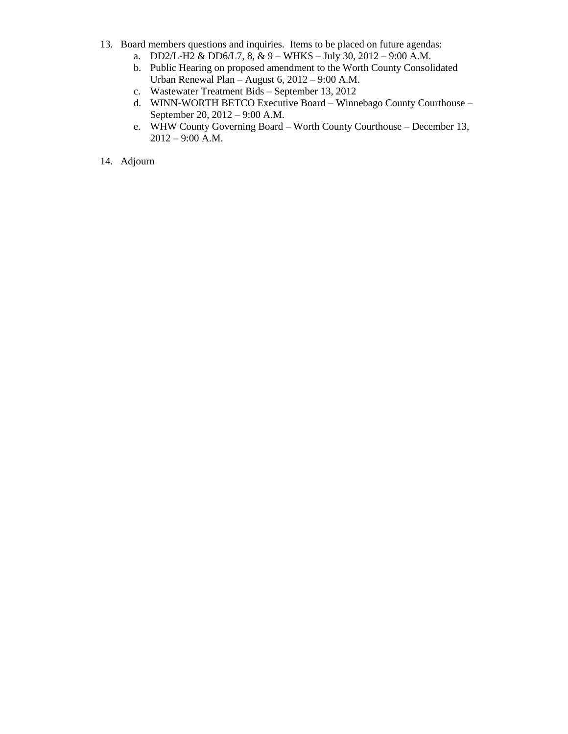13. Board members questions and inquiries. Items to be placed on future agendas:
    a. DD2/L-H2 & DD6/L7, 8, & 9 – WHKS – July 30, 2012 – 9:00 A.M.
    b. Public Hearing on proposed amendment to the Worth County Consolidated Urban Renewal Plan – August 6, 2012 – 9:00 A.M.
    c. Wastewater Treatment Bids – September 13, 2012
    d. WINN-WORTH BETCO Executive Board – Winnebago County Courthouse – September 20, 2012 – 9:00 A.M.
    e. WHW County Governing Board – Worth County Courthouse – December 13, 2012 – 9:00 A.M.

14. Adjourn